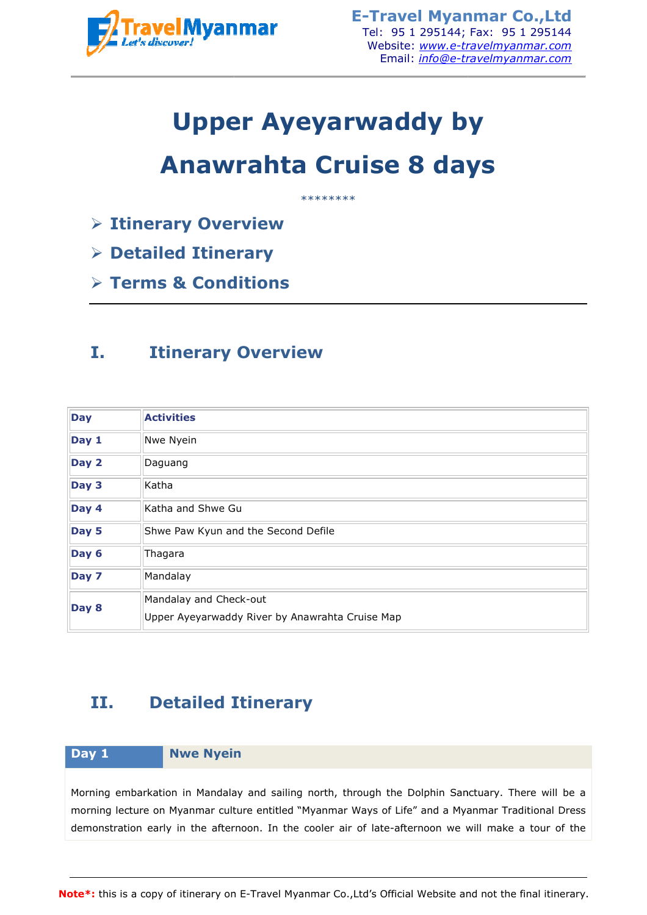E-Travel Myanmar Co.,Ltd
Tel: 95 1 295144; Fax: 95 1 295144
Website: www.e-travelmyanmar.com
Email: info@e-travelmyanmar.com

# Upper Ayeyarwaddy by Anawrahta Cruise 8 days

********

- Itinerary Overview
- Detailed Itinerary
- Terms & Conditions

## I. Itinerary Overview

| Day | Activities |
|---|---|
| Day 1 | Nwe Nyein |
| Day 2 | Daguang |
| Day 3 | Katha |
| Day 4 | Katha and Shwe Gu |
| Day 5 | Shwe Paw Kyun and the Second Defile |
| Day 6 | Thagara |
| Day 7 | Mandalay |
| Day 8 | Mandalay and Check-out<br>Upper Ayeyarwaddy River by Anawrahta Cruise Map |

## II. Detailed Itinerary

| Day 1 | Nwe Nyein |
|---|---|

Morning embarkation in Mandalay and sailing north, through the Dolphin Sanctuary. There will be a morning lecture on Myanmar culture entitled "Myanmar Ways of Life" and a Myanmar Traditional Dress demonstration early in the afternoon. In the cooler air of late-afternoon we will make a tour of the

**Note*:** this is a copy of itinerary on E-Travel Myanmar Co.,Ltd's Official Website and not the final itinerary.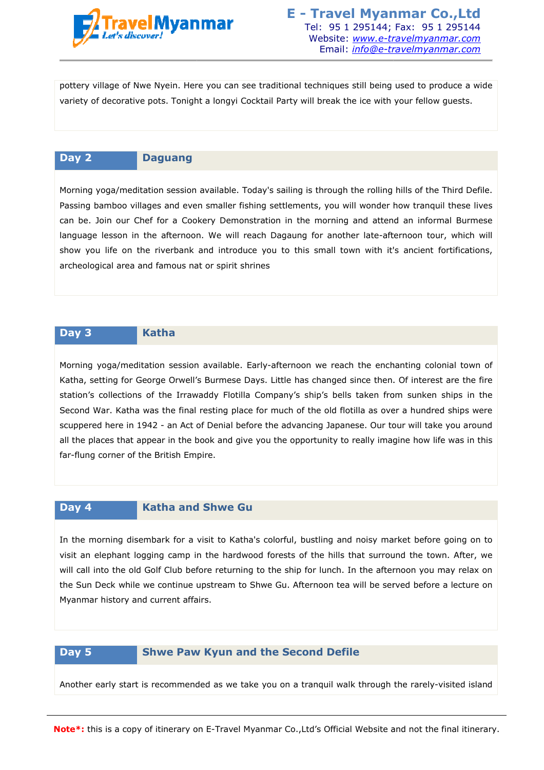pottery village of Nwe Nyein. Here you can see traditional techniques still being used to produce a wide variety of decorative pots. Tonight a longyi Cocktail Party will break the ice with your fellow guests.

## Day 2 Daguang

Morning yoga/meditation session available. Today's sailing is through the rolling hills of the Third Defile. Passing bamboo villages and even smaller fishing settlements, you will wonder how tranquil these lives can be. Join our Chef for a Cookery Demonstration in the morning and attend an informal Burmese language lesson in the afternoon. We will reach Dagaung for another late-afternoon tour, which will show you life on the riverbank and introduce you to this small town with it's ancient fortifications, archeological area and famous nat or spirit shrines

## Day 3 Katha

Morning yoga/meditation session available. Early-afternoon we reach the enchanting colonial town of Katha, setting for George Orwell's Burmese Days. Little has changed since then. Of interest are the fire station's collections of the Irrawaddy Flotilla Company's ship's bells taken from sunken ships in the Second War. Katha was the final resting place for much of the old flotilla as over a hundred ships were scuppered here in 1942 - an Act of Denial before the advancing Japanese. Our tour will take you around all the places that appear in the book and give you the opportunity to really imagine how life was in this far-flung corner of the British Empire.

## Day 4 Katha and Shwe Gu

In the morning disembark for a visit to Katha's colorful, bustling and noisy market before going on to visit an elephant logging camp in the hardwood forests of the hills that surround the town. After, we will call into the old Golf Club before returning to the ship for lunch. In the afternoon you may relax on the Sun Deck while we continue upstream to Shwe Gu. Afternoon tea will be served before a lecture on Myanmar history and current affairs.

## Day 5 Shwe Paw Kyun and the Second Defile

Another early start is recommended as we take you on a tranquil walk through the rarely-visited island

**Note*:** this is a copy of itinerary on E-Travel Myanmar Co.,Ltd's Official Website and not the final itinerary.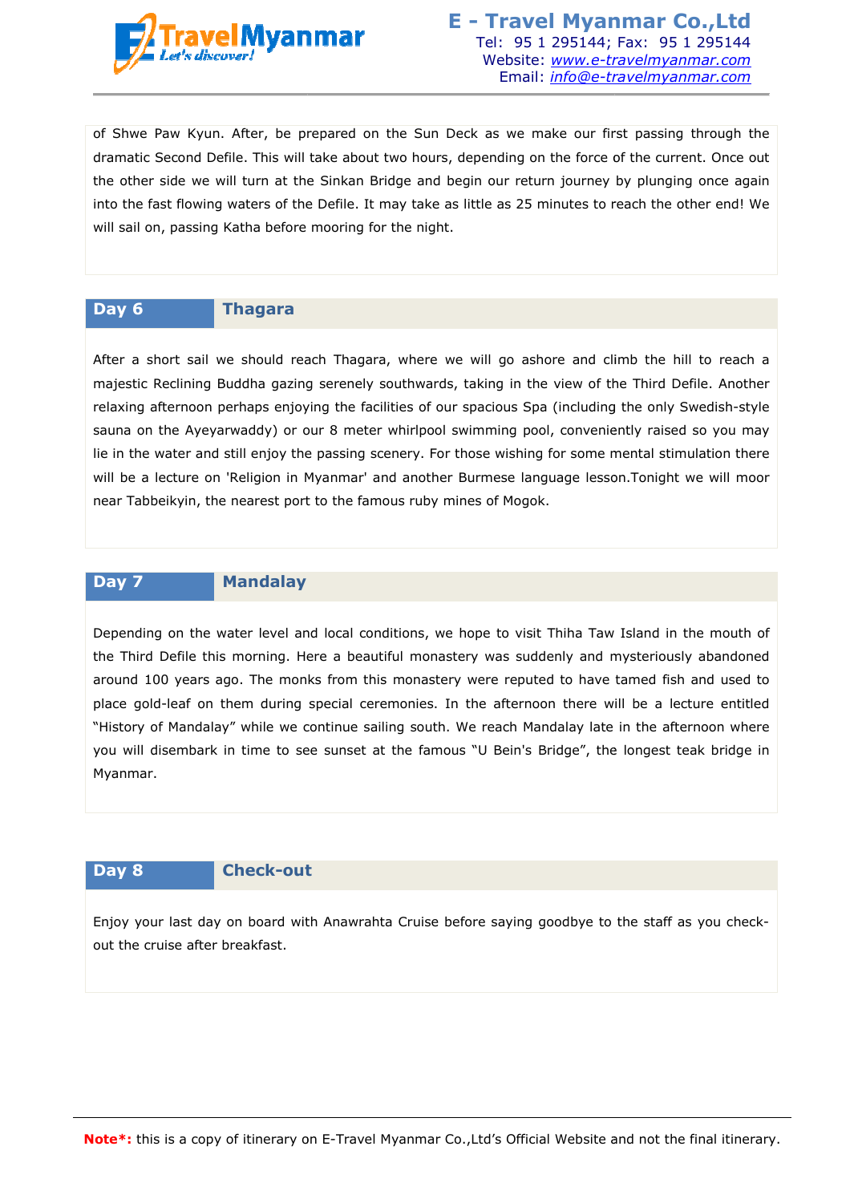of Shwe Paw Kyun. After, be prepared on the Sun Deck as we make our first passing through the dramatic Second Defile. This will take about two hours, depending on the force of the current. Once out the other side we will turn at the Sinkan Bridge and begin our return journey by plunging once again into the fast flowing waters of the Defile. It may take as little as 25 minutes to reach the other end! We will sail on, passing Katha before mooring for the night.

## Day 6 Thagara

After a short sail we should reach Thagara, where we will go ashore and climb the hill to reach a majestic Reclining Buddha gazing serenely southwards, taking in the view of the Third Defile. Another relaxing afternoon perhaps enjoying the facilities of our spacious Spa (including the only Swedish-style sauna on the Ayeyarwaddy) or our 8 meter whirlpool swimming pool, conveniently raised so you may lie in the water and still enjoy the passing scenery. For those wishing for some mental stimulation there will be a lecture on 'Religion in Myanmar' and another Burmese language lesson.Tonight we will moor near Tabbeikyin, the nearest port to the famous ruby mines of Mogok.

## Day 7 Mandalay

Depending on the water level and local conditions, we hope to visit Thiha Taw Island in the mouth of the Third Defile this morning. Here a beautiful monastery was suddenly and mysteriously abandoned around 100 years ago. The monks from this monastery were reputed to have tamed fish and used to place gold-leaf on them during special ceremonies. In the afternoon there will be a lecture entitled "History of Mandalay" while we continue sailing south. We reach Mandalay late in the afternoon where you will disembark in time to see sunset at the famous "U Bein's Bridge", the longest teak bridge in Myanmar.

## Day 8 Check-out

Enjoy your last day on board with Anawrahta Cruise before saying goodbye to the staff as you check-out the cruise after breakfast.

**Note*:** this is a copy of itinerary on E-Travel Myanmar Co.,Ltd's Official Website and not the final itinerary.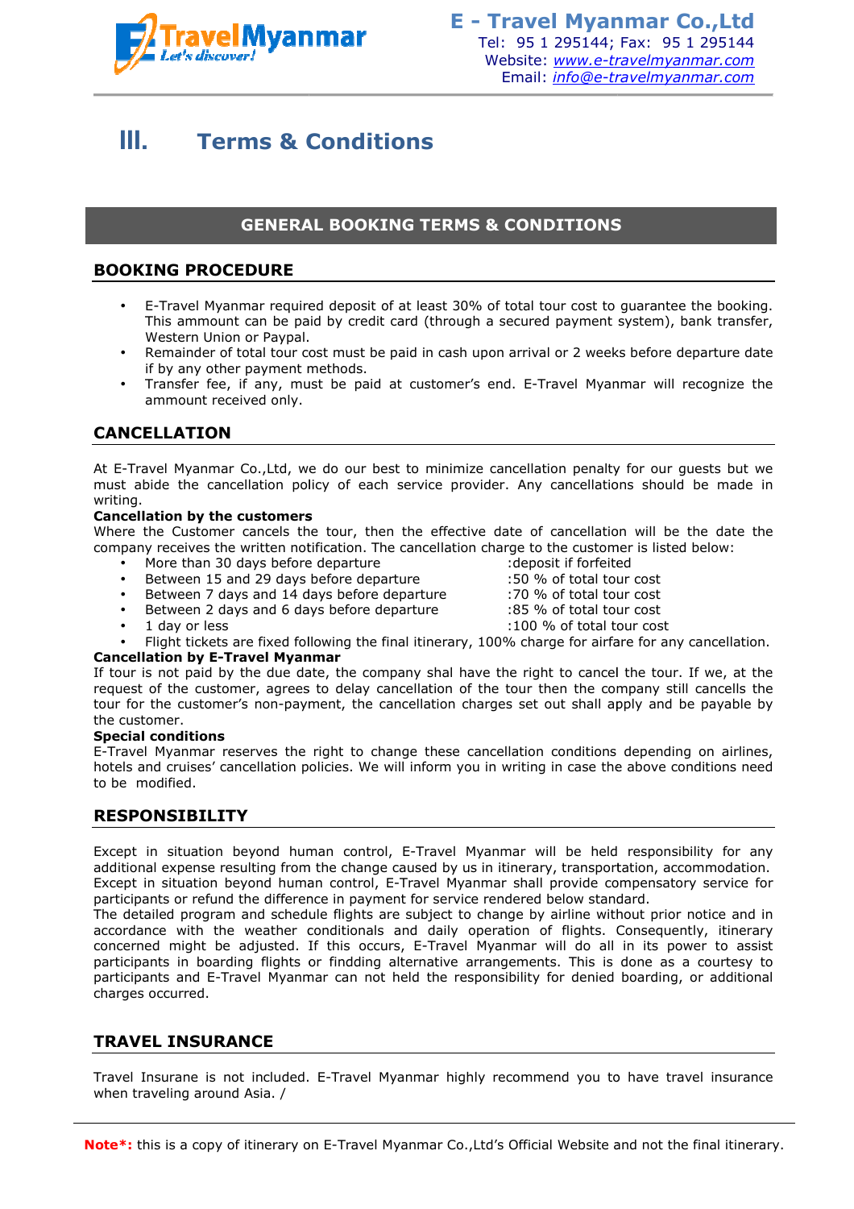# III. Terms & Conditions

## GENERAL BOOKING TERMS & CONDITIONS

### BOOKING PROCEDURE

- E-Travel Myanmar required deposit of at least 30% of total tour cost to guarantee the booking. This ammount can be paid by credit card (through a secured payment system), bank transfer, Western Union or Paypal.
- Remainder of total tour cost must be paid in cash upon arrival or 2 weeks before departure date if by any other payment methods.
- Transfer fee, if any, must be paid at customer's end. E-Travel Myanmar will recognize the ammount received only.

### CANCELLATION

At E-Travel Myanmar Co.,Ltd, we do our best to minimize cancellation penalty for our guests but we must abide the cancellation policy of each service provider. Any cancellations should be made in writing.

**Cancellation by the customers**

Where the Customer cancels the tour, then the effective date of cancellation will be the date the company receives the written notification. The cancellation charge to the customer is listed below:

- More than 30 days before departure :deposit if forfeited
- Between 15 and 29 days before departure :50 % of total tour cost
- Between 7 days and 14 days before departure :70 % of total tour cost
- Between 2 days and 6 days before departure :85 % of total tour cost
- 1 day or less :100 % of total tour cost
- Flight tickets are fixed following the final itinerary, 100% charge for airfare for any cancellation.

**Cancellation by E-Travel Myanmar**

If tour is not paid by the due date, the company shal have the right to cancel the tour. If we, at the request of the customer, agrees to delay cancellation of the tour then the company still cancells the tour for the customer's non-payment, the cancellation charges set out shall apply and be payable by the customer.

**Special conditions**

E-Travel Myanmar reserves the right to change these cancellation conditions depending on airlines, hotels and cruises' cancellation policies. We will inform you in writing in case the above conditions need to be modified.

### RESPONSIBILITY

Except in situation beyond human control, E-Travel Myanmar will be held responsibility for any additional expense resulting from the change caused by us in itinerary, transportation, accommodation. Except in situation beyond human control, E-Travel Myanmar shall provide compensatory service for participants or refund the difference in payment for service rendered below standard.
The detailed program and schedule flights are subject to change by airline without prior notice and in accordance with the weather conditionals and daily operation of flights. Consequently, itinerary concerned might be adjusted. If this occurs, E-Travel Myanmar will do all in its power to assist participants in boarding flights or findding alternative arrangements. This is done as a courtesy to participants and E-Travel Myanmar can not held the responsibility for denied boarding, or additional charges occurred.

### TRAVEL INSURANCE

Travel Insurane is not included. E-Travel Myanmar highly recommend you to have travel insurance when traveling around Asia. /

**Note*:** this is a copy of itinerary on E-Travel Myanmar Co.,Ltd's Official Website and not the final itinerary.